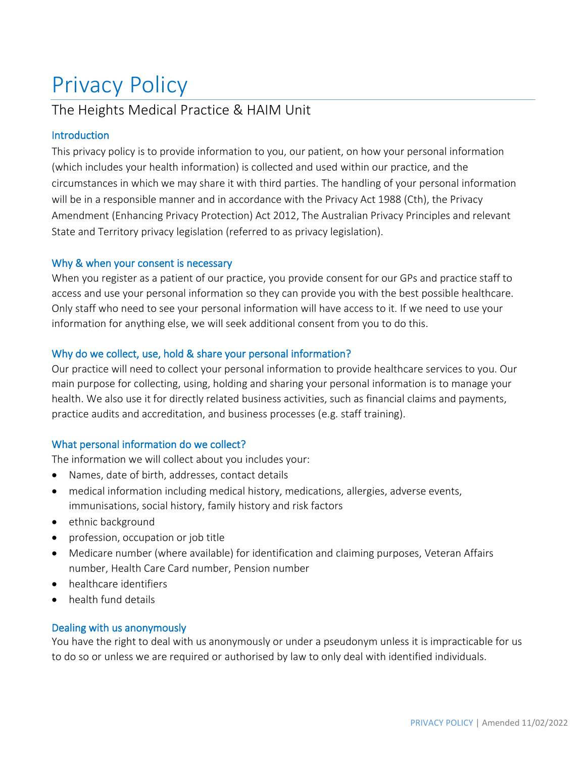# Privacy Policy

## The Heights Medical Practice & HAIM Unit

### Introduction

This privacy policy is to provide information to you, our patient, on how your personal information (which includes your health information) is collected and used within our practice, and the circumstances in which we may share it with third parties. The handling of your personal information will be in a responsible manner and in accordance with the Privacy Act 1988 (Cth), the Privacy Amendment (Enhancing Privacy Protection) Act 2012, The Australian Privacy Principles and relevant State and Territory privacy legislation (referred to as privacy legislation).

### Why & when your consent is necessary

When you register as a patient of our practice, you provide consent for our GPs and practice staff to access and use your personal information so they can provide you with the best possible healthcare. Only staff who need to see your personal information will have access to it. If we need to use your information for anything else, we will seek additional consent from you to do this.

### Why do we collect, use, hold & share your personal information?

Our practice will need to collect your personal information to provide healthcare services to you. Our main purpose for collecting, using, holding and sharing your personal information is to manage your health. We also use it for directly related business activities, such as financial claims and payments, practice audits and accreditation, and business processes (e.g. staff training).

### What personal information do we collect?

The information we will collect about you includes your:

- Names, date of birth, addresses, contact details
- medical information including medical history, medications, allergies, adverse events, immunisations, social history, family history and risk factors
- ethnic background
- profession, occupation or job title
- Medicare number (where available) for identification and claiming purposes, Veteran Affairs number, Health Care Card number, Pension number
- healthcare identifiers
- health fund details

### Dealing with us anonymously

You have the right to deal with us anonymously or under a pseudonym unless it is impracticable for us to do so or unless we are required or authorised by law to only deal with identified individuals.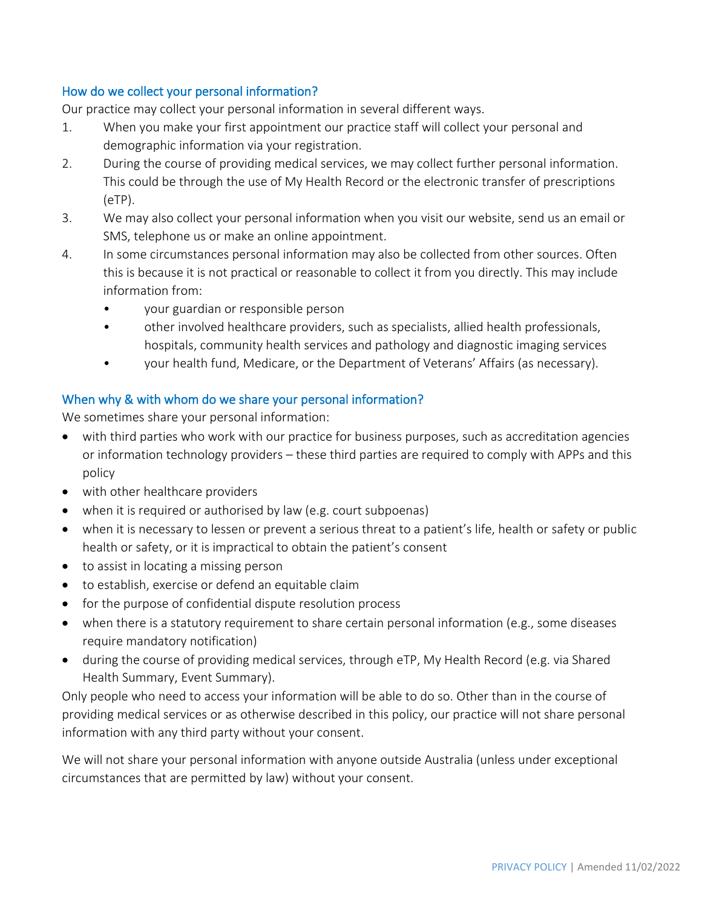## How do we collect your personal information?

Our practice may collect your personal information in several different ways.

1. When you make your first appointment our practice staff will collect your personal and demographic information via your registration.
2. During the course of providing medical services, we may collect further personal information. This could be through the use of My Health Record or the electronic transfer of prescriptions (eTP).
3. We may also collect your personal information when you visit our website, send us an email or SMS, telephone us or make an online appointment.
4. In some circumstances personal information may also be collected from other sources. Often this is because it is not practical or reasonable to collect it from you directly. This may include information from:
   - your guardian or responsible person
   - other involved healthcare providers, such as specialists, allied health professionals, hospitals, community health services and pathology and diagnostic imaging services
   - your health fund, Medicare, or the Department of Veterans' Affairs (as necessary).

## When why & with whom do we share your personal information?

We sometimes share your personal information:

- with third parties who work with our practice for business purposes, such as accreditation agencies or information technology providers – these third parties are required to comply with APPs and this policy
- with other healthcare providers
- when it is required or authorised by law (e.g. court subpoenas)
- when it is necessary to lessen or prevent a serious threat to a patient's life, health or safety or public health or safety, or it is impractical to obtain the patient's consent
- to assist in locating a missing person
- to establish, exercise or defend an equitable claim
- for the purpose of confidential dispute resolution process
- when there is a statutory requirement to share certain personal information (e.g., some diseases require mandatory notification)
- during the course of providing medical services, through eTP, My Health Record (e.g. via Shared Health Summary, Event Summary).

Only people who need to access your information will be able to do so. Other than in the course of providing medical services or as otherwise described in this policy, our practice will not share personal information with any third party without your consent.

We will not share your personal information with anyone outside Australia (unless under exceptional circumstances that are permitted by law) without your consent.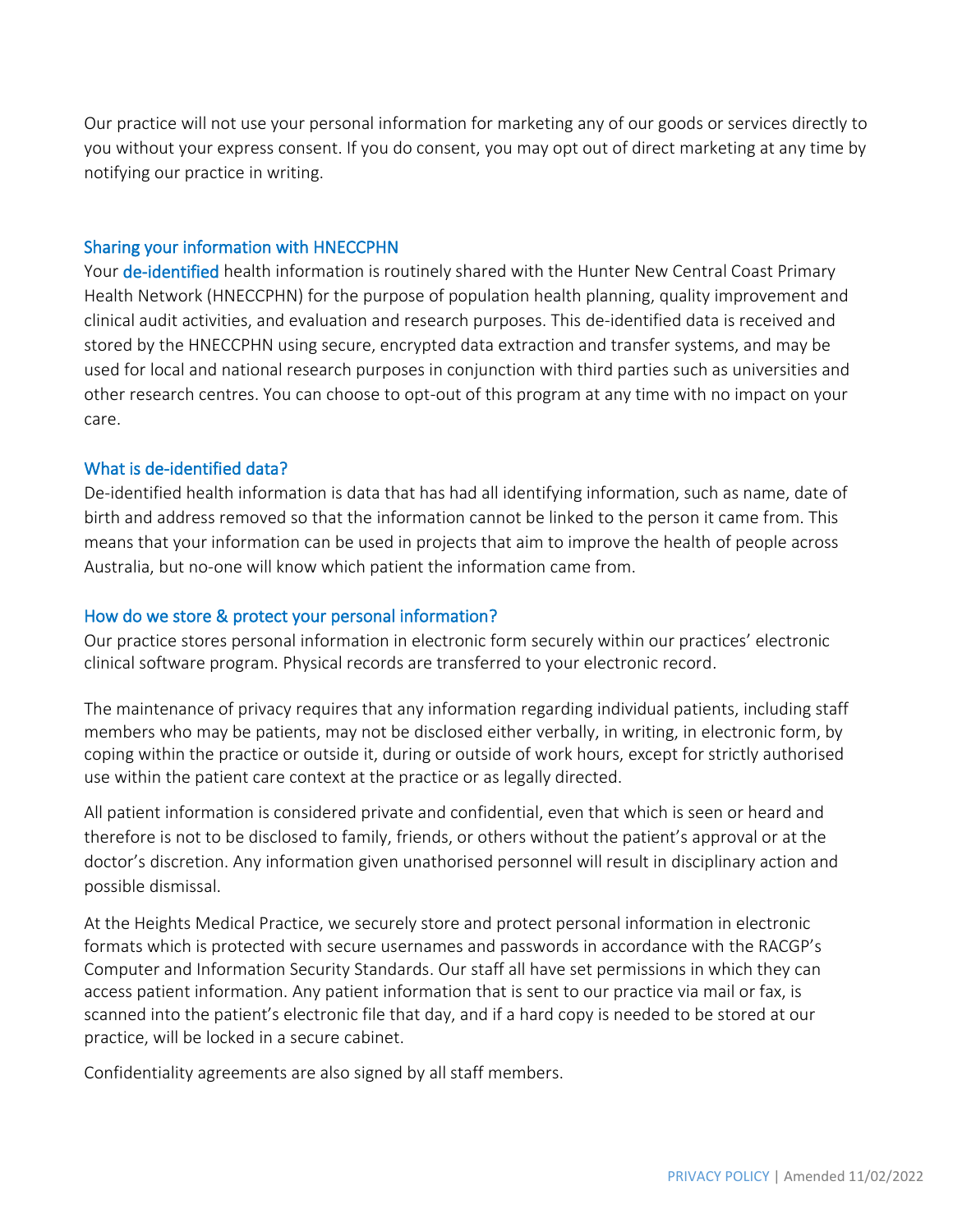Our practice will not use your personal information for marketing any of our goods or services directly to you without your express consent. If you do consent, you may opt out of direct marketing at any time by notifying our practice in writing.

## Sharing your information with HNECCPHN

Your de-identified health information is routinely shared with the Hunter New Central Coast Primary Health Network (HNECCPHN) for the purpose of population health planning, quality improvement and clinical audit activities, and evaluation and research purposes. This de-identified data is received and stored by the HNECCPHN using secure, encrypted data extraction and transfer systems, and may be used for local and national research purposes in conjunction with third parties such as universities and other research centres. You can choose to opt-out of this program at any time with no impact on your care.

## What is de-identified data?

De-identified health information is data that has had all identifying information, such as name, date of birth and address removed so that the information cannot be linked to the person it came from. This means that your information can be used in projects that aim to improve the health of people across Australia, but no-one will know which patient the information came from.

## How do we store & protect your personal information?

Our practice stores personal information in electronic form securely within our practices' electronic clinical software program. Physical records are transferred to your electronic record.

The maintenance of privacy requires that any information regarding individual patients, including staff members who may be patients, may not be disclosed either verbally, in writing, in electronic form, by coping within the practice or outside it, during or outside of work hours, except for strictly authorised use within the patient care context at the practice or as legally directed.

All patient information is considered private and confidential, even that which is seen or heard and therefore is not to be disclosed to family, friends, or others without the patient's approval or at the doctor's discretion. Any information given unathorised personnel will result in disciplinary action and possible dismissal.

At the Heights Medical Practice, we securely store and protect personal information in electronic formats which is protected with secure usernames and passwords in accordance with the RACGP's Computer and Information Security Standards. Our staff all have set permissions in which they can access patient information. Any patient information that is sent to our practice via mail or fax, is scanned into the patient's electronic file that day, and if a hard copy is needed to be stored at our practice, will be locked in a secure cabinet.

Confidentiality agreements are also signed by all staff members.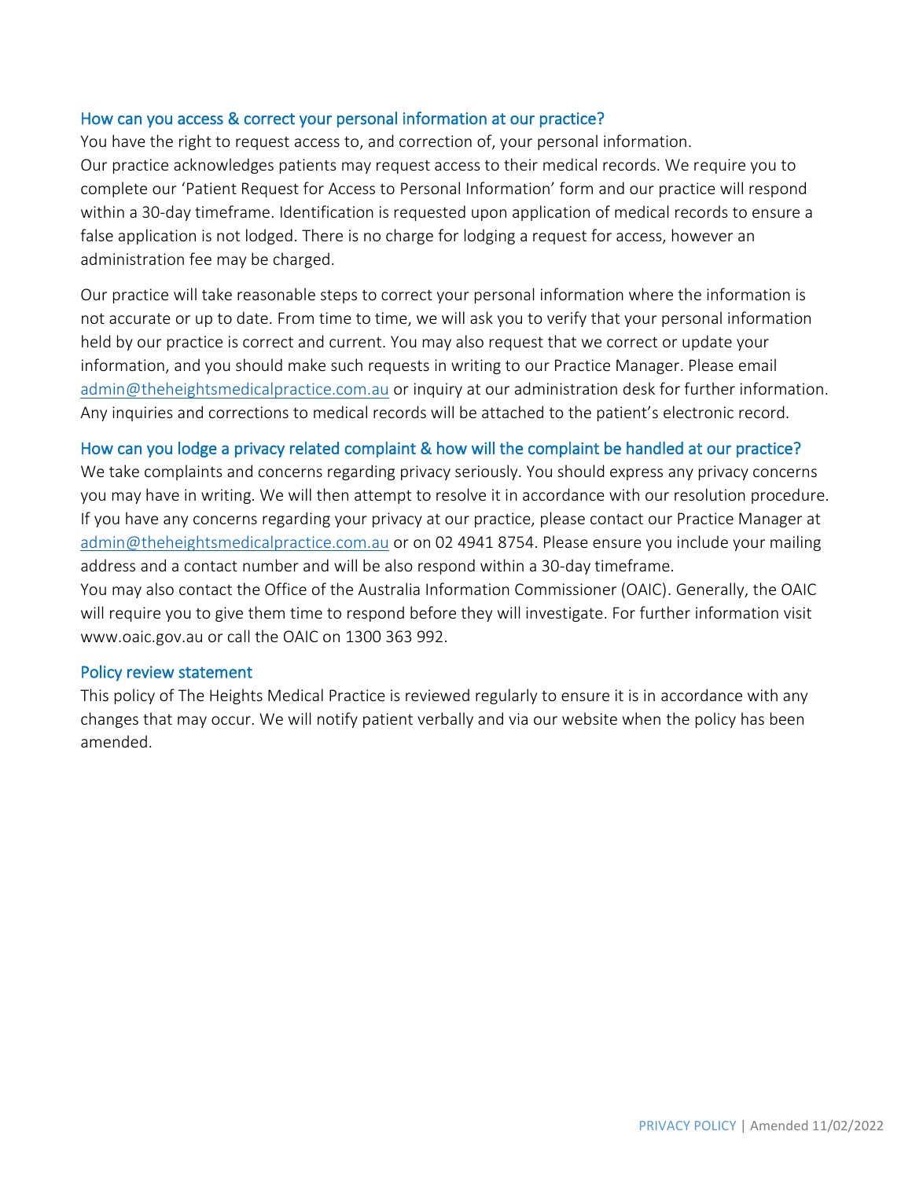## How can you access & correct your personal information at our practice?

You have the right to request access to, and correction of, your personal information.
Our practice acknowledges patients may request access to their medical records. We require you to complete our 'Patient Request for Access to Personal Information' form and our practice will respond within a 30-day timeframe. Identification is requested upon application of medical records to ensure a false application is not lodged. There is no charge for lodging a request for access, however an administration fee may be charged.

Our practice will take reasonable steps to correct your personal information where the information is not accurate or up to date. From time to time, we will ask you to verify that your personal information held by our practice is correct and current. You may also request that we correct or update your information, and you should make such requests in writing to our Practice Manager. Please email admin@theheightsmedicalpractice.com.au or inquiry at our administration desk for further information. Any inquiries and corrections to medical records will be attached to the patient's electronic record.

## How can you lodge a privacy related complaint & how will the complaint be handled at our practice?

We take complaints and concerns regarding privacy seriously. You should express any privacy concerns you may have in writing. We will then attempt to resolve it in accordance with our resolution procedure. If you have any concerns regarding your privacy at our practice, please contact our Practice Manager at admin@theheightsmedicalpractice.com.au or on 02 4941 8754. Please ensure you include your mailing address and a contact number and will be also respond within a 30-day timeframe.
You may also contact the Office of the Australia Information Commissioner (OAIC). Generally, the OAIC will require you to give them time to respond before they will investigate. For further information visit www.oaic.gov.au or call the OAIC on 1300 363 992.

## Policy review statement

This policy of The Heights Medical Practice is reviewed regularly to ensure it is in accordance with any changes that may occur. We will notify patient verbally and via our website when the policy has been amended.